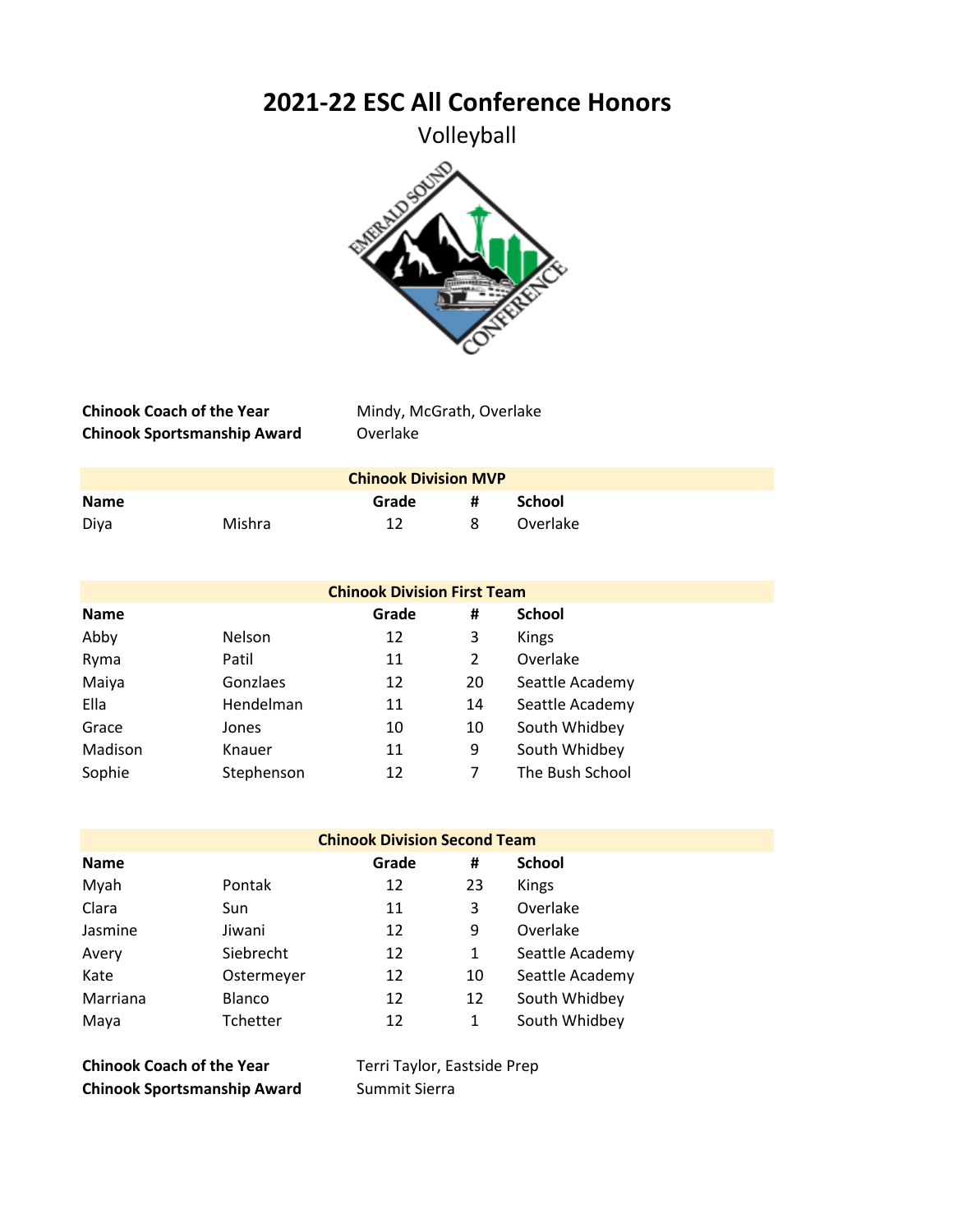# 2021-22 ESC All Conference Honors

Volleyball

**Chinook Coach of the Year** Mindy, McGrath, Overlake

**Chinook Sportsmanship Award** Overlake

| Chinook Division MVP | | | | |
|---|---|---|---|---|
| **Name** | | **Grade** | **#** | **School** |
| Diya | Mishra | 12 | 8 | Overlake |

| Chinook Division First Team | | | | |
|---|---|---|---|---|
| **Name** | | **Grade** | **#** | **School** |
| Abby | Nelson | 12 | 3 | Kings |
| Ryma | Patil | 11 | 2 | Overlake |
| Maiya | Gonzlaes | 12 | 20 | Seattle Academy |
| Ella | Hendelman | 11 | 14 | Seattle Academy |
| Grace | Jones | 10 | 10 | South Whidbey |
| Madison | Knauer | 11 | 9 | South Whidbey |
| Sophie | Stephenson | 12 | 7 | The Bush School |

| Chinook Division Second Team | | | | |
|---|---|---|---|---|
| **Name** | | **Grade** | **#** | **School** |
| Myah | Pontak | 12 | 23 | Kings |
| Clara | Sun | 11 | 3 | Overlake |
| Jasmine | Jiwani | 12 | 9 | Overlake |
| Avery | Siebrecht | 12 | 1 | Seattle Academy |
| Kate | Ostermeyer | 12 | 10 | Seattle Academy |
| Marriana | Blanco | 12 | 12 | South Whidbey |
| Maya | Tchetter | 12 | 1 | South Whidbey |

**Chinook Coach of the Year** Terri Taylor, Eastside Prep

**Chinook Sportsmanship Award** Summit Sierra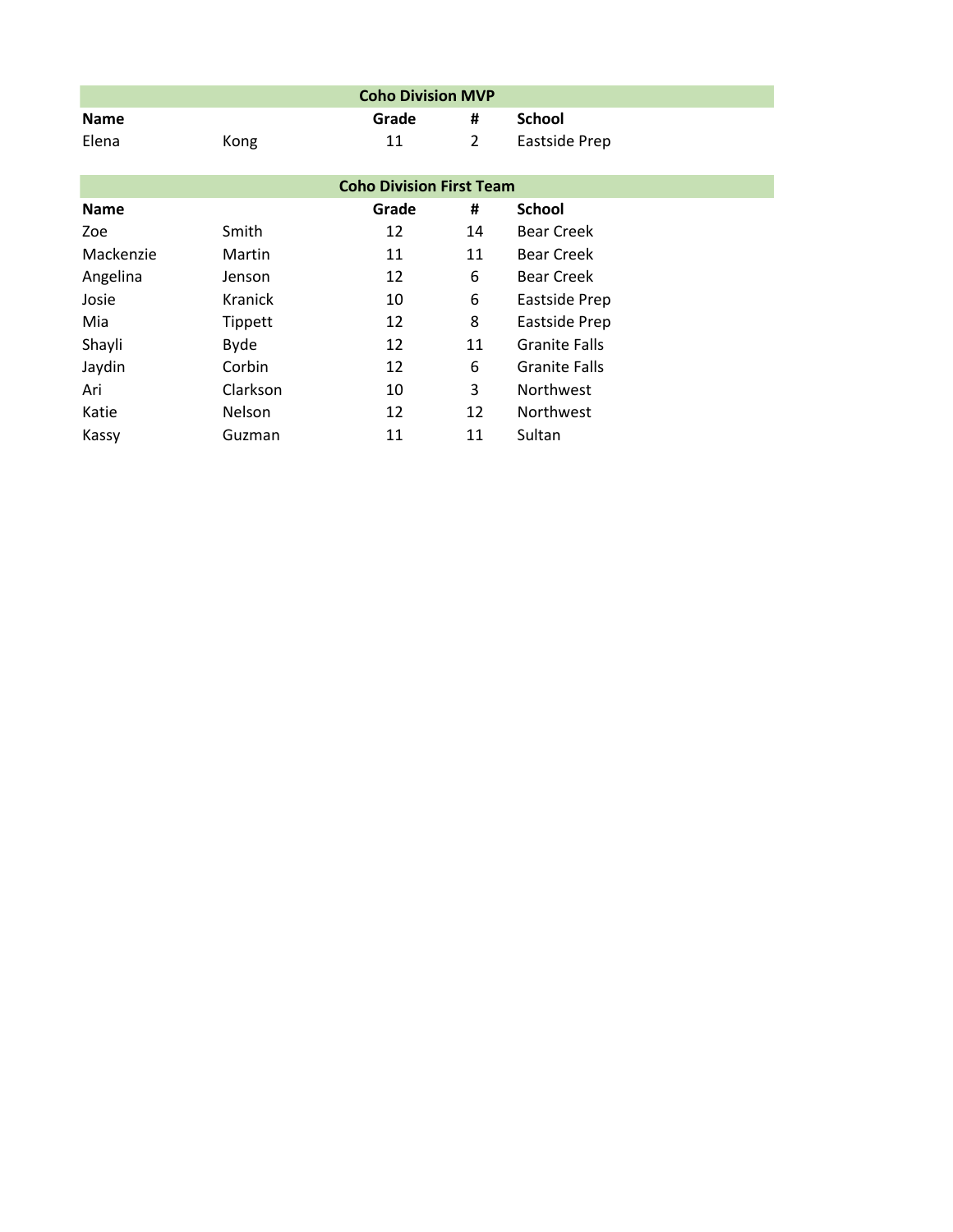## Coho Division MVP

| Name | | Grade | # | School |
|---|---|---|---|---|
| Elena | Kong | 11 | 2 | Eastside Prep |

## Coho Division First Team

| Name | | Grade | # | School |
|---|---|---|---|---|
| Zoe | Smith | 12 | 14 | Bear Creek |
| Mackenzie | Martin | 11 | 11 | Bear Creek |
| Angelina | Jenson | 12 | 6 | Bear Creek |
| Josie | Kranick | 10 | 6 | Eastside Prep |
| Mia | Tippett | 12 | 8 | Eastside Prep |
| Shayli | Byde | 12 | 11 | Granite Falls |
| Jaydin | Corbin | 12 | 6 | Granite Falls |
| Ari | Clarkson | 10 | 3 | Northwest |
| Katie | Nelson | 12 | 12 | Northwest |
| Kassy | Guzman | 11 | 11 | Sultan |